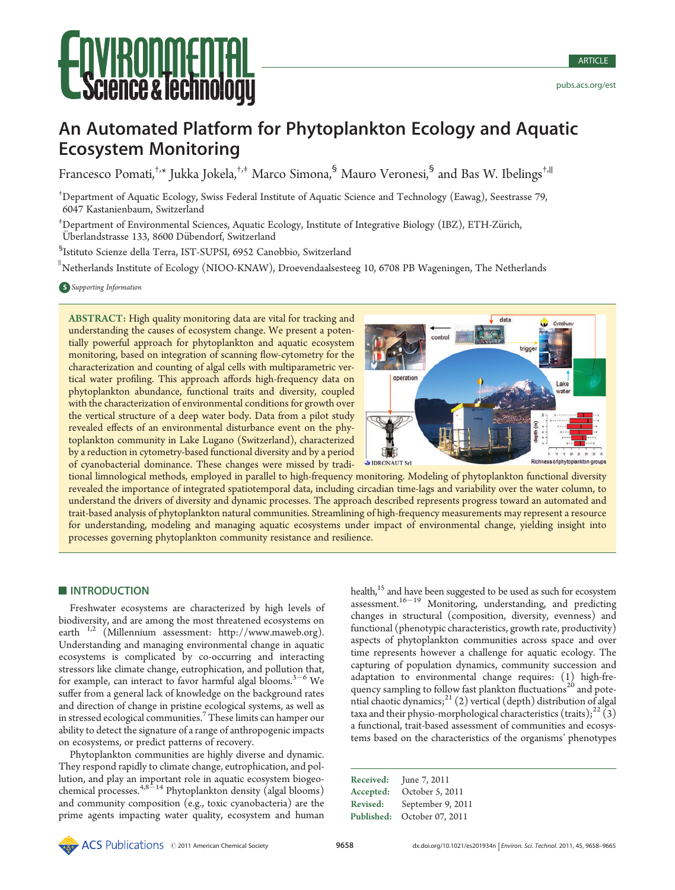# An Automated Platform for Phytoplankton Ecology and Aquatic Ecosystem Monitoring

Francesco Pomati,[†,*] Jukka Jokela,[†,‡] Marco Simona,[§] Mauro Veronesi,[§] and Bas W. Ibelings[†,‖]

[†]Department of Aquatic Ecology, Swiss Federal Institute of Aquatic Science and Technology (Eawag), Seestrasse 79, 6047 Kastanienbaum, Switzerland

[‡]Department of Environmental Sciences, Aquatic Ecology, Institute of Integrative Biology (IBZ), ETH-Zürich, Überlandstrasse 133, 8600 Dübendorf, Switzerland

[§]Istituto Scienze della Terra, IST-SUPSI, 6952 Canobbio, Switzerland

[‖]Netherlands Institute of Ecology (NIOO-KNAW), Droevendaalsesteeg 10, 6708 PB Wageningen, The Netherlands

*Supporting Information*

**ABSTRACT:** High quality monitoring data are vital for tracking and understanding the causes of ecosystem change. We present a potentially powerful approach for phytoplankton and aquatic ecosystem monitoring, based on integration of scanning flow-cytometry for the characterization and counting of algal cells with multiparametric vertical water profiling. This approach affords high-frequency data on phytoplankton abundance, functional traits and diversity, coupled with the characterization of environmental conditions for growth over the vertical structure of a deep water body. Data from a pilot study revealed effects of an environmental disturbance event on the phytoplankton community in Lake Lugano (Switzerland), characterized by a reduction in cytometry-based functional diversity and by a period of cyanobacterial dominance. These changes were missed by traditional limnological methods, employed in parallel to high-frequency monitoring. Modeling of phytoplankton functional diversity revealed the importance of integrated spatiotemporal data, including circadian time-lags and variability over the water column, to understand the drivers of diversity and dynamic processes. The approach described represents progress toward an automated and trait-based analysis of phytoplankton natural communities. Streamlining of high-frequency measurements may represent a resource for understanding, modeling and managing aquatic ecosystems under impact of environmental change, yielding insight into processes governing phytoplankton community resistance and resilience.

## INTRODUCTION

Freshwater ecosystems are characterized by high levels of biodiversity, and are among the most threatened ecosystems on earth [1,2] (Millennium assessment: http://www.maweb.org). Understanding and managing environmental change in aquatic ecosystems is complicated by co-occurring and interacting stressors like climate change, eutrophication, and pollution that, for example, can interact to favor harmful algal blooms.[3−6] We suffer from a general lack of knowledge on the background rates and direction of change in pristine ecological systems, as well as in stressed ecological communities.[7] These limits can hamper our ability to detect the signature of a range of anthropogenic impacts on ecosystems, or predict patterns of recovery.

Phytoplankton communities are highly diverse and dynamic. They respond rapidly to climate change, eutrophication, and pollution, and play an important role in aquatic ecosystem biogeochemical processes.[4,8−14] Phytoplankton density (algal blooms) and community composition (e.g., toxic cyanobacteria) are the prime agents impacting water quality, ecosystem and human health,[15] and have been suggested to be used as such for ecosystem assessment.[16−19] Monitoring, understanding, and predicting changes in structural (composition, diversity, evenness) and functional (phenotypic characteristics, growth rate, productivity) aspects of phytoplankton communities across space and over time represents however a challenge for aquatic ecology. The capturing of population dynamics, community succession and adaptation to environmental change requires: (1) high-frequency sampling to follow fast plankton fluctuations[20] and potential chaotic dynamics;[21] (2) vertical (depth) distribution of algal taxa and their physio-morphological characteristics (traits);[22] (3) a functional, trait-based assessment of communities and ecosystems based on the characteristics of the organisms' phenotypes

Received: June 7, 2011
Accepted: October 5, 2011
Revised: September 9, 2011
Published: October 07, 2011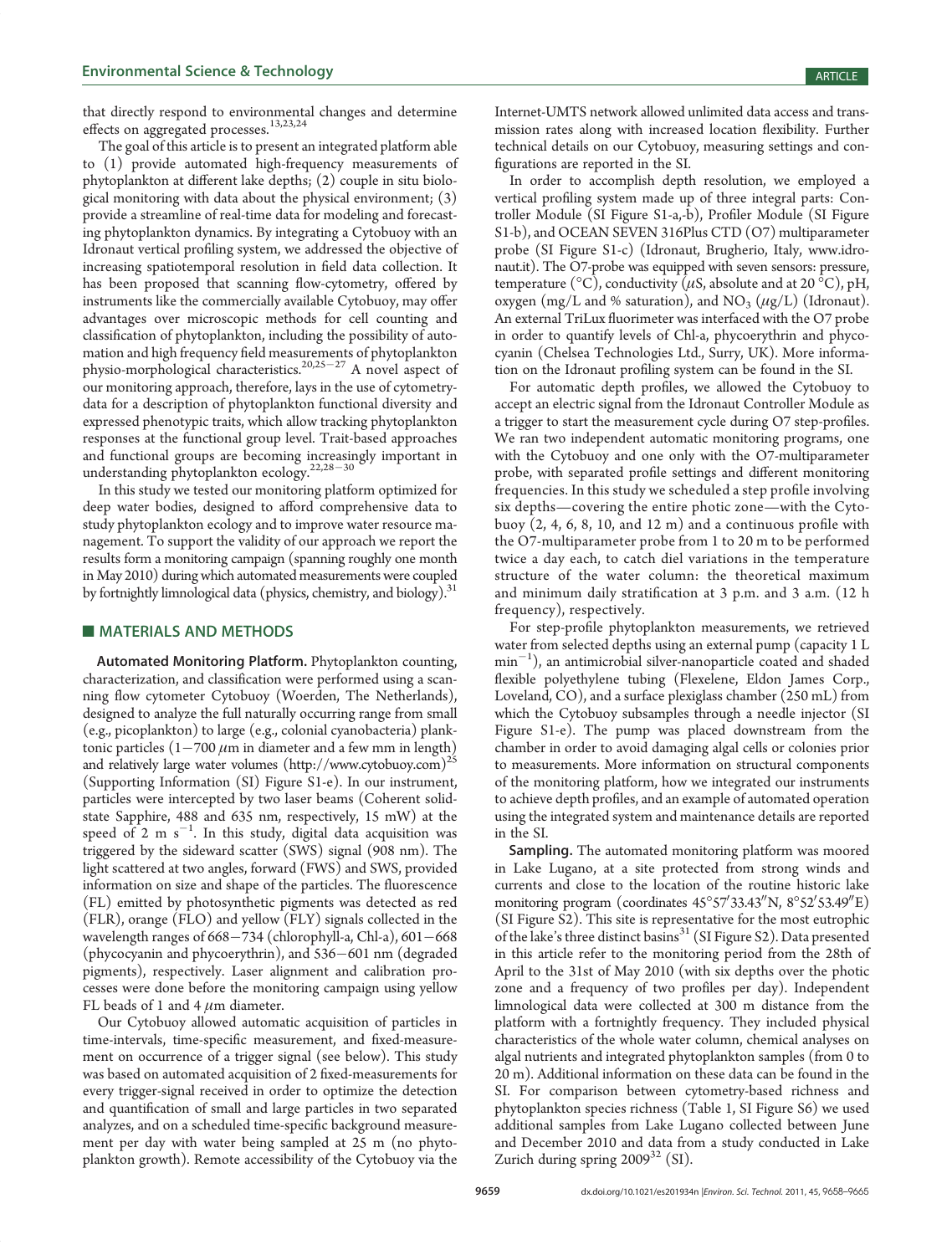that directly respond to environmental changes and determine effects on aggregated processes.[13,23,24]

The goal of this article is to present an integrated platform able to (1) provide automated high-frequency measurements of phytoplankton at different lake depths; (2) couple in situ biological monitoring with data about the physical environment; (3) provide a streamline of real-time data for modeling and forecasting phytoplankton dynamics. By integrating a Cytobuoy with an Idronaut vertical profiling system, we addressed the objective of increasing spatiotemporal resolution in field data collection. It has been proposed that scanning flow-cytometry, offered by instruments like the commercially available Cytobuoy, may offer advantages over microscopic methods for cell counting and classification of phytoplankton, including the possibility of automation and high frequency field measurements of phytoplankton physio-morphological characteristics.[20,25−27] A novel aspect of our monitoring approach, therefore, lays in the use of cytometry-data for a description of phytoplankton functional diversity and expressed phenotypic traits, which allow tracking phytoplankton responses at the functional group level. Trait-based approaches and functional groups are becoming increasingly important in understanding phytoplankton ecology.[22,28−30]

In this study we tested our monitoring platform optimized for deep water bodies, designed to afford comprehensive data to study phytoplankton ecology and to improve water resource management. To support the validity of our approach we report the results form a monitoring campaign (spanning roughly one month in May 2010) during which automated measurements were coupled by fortnightly limnological data (physics, chemistry, and biology).[31]

## MATERIALS AND METHODS

**Automated Monitoring Platform.** Phytoplankton counting, characterization, and classification were performed using a scanning flow cytometer Cytobuoy (Woerden, The Netherlands), designed to analyze the full naturally occurring range from small (e.g., picoplankton) to large (e.g., colonial cyanobacteria) planktonic particles (1−700 $\mu$m in diameter and a few mm in length) and relatively large water volumes (http://www.cytobuoy.com)[25] (Supporting Information (SI) Figure S1-e). In our instrument, particles were intercepted by two laser beams (Coherent solid-state Sapphire, 488 and 635 nm, respectively, 15 mW) at the speed of 2 m $s^{-1}$. In this study, digital data acquisition was triggered by the sideward scatter (SWS) signal (908 nm). The light scattered at two angles, forward (FWS) and SWS, provided information on size and shape of the particles. The fluorescence (FL) emitted by photosynthetic pigments was detected as red (FLR), orange (FLO) and yellow (FLY) signals collected in the wavelength ranges of 668−734 (chlorophyll-a, Chl-a), 601−668 (phycocyanin and phycoerythrin), and 536−601 nm (degraded pigments), respectively. Laser alignment and calibration processes were done before the monitoring campaign using yellow FL beads of 1 and 4 $\mu$m diameter.

Our Cytobuoy allowed automatic acquisition of particles in time-intervals, time-specific measurement, and fixed-measurement on occurrence of a trigger signal (see below). This study was based on automated acquisition of 2 fixed-measurements for every trigger-signal received in order to optimize the detection and quantification of small and large particles in two separated analyzes, and on a scheduled time-specific background measurement per day with water being sampled at 25 m (no phytoplankton growth). Remote accessibility of the Cytobuoy via the Internet-UMTS network allowed unlimited data access and transmission rates along with increased location flexibility. Further technical details on our Cytobuoy, measuring settings and configurations are reported in the SI.

In order to accomplish depth resolution, we employed a vertical profiling system made up of three integral parts: Controller Module (SI Figure S1-a,-b), Profiler Module (SI Figure S1-b), and OCEAN SEVEN 316Plus CTD (O7) multiparameter probe (SI Figure S1-c) (Idronaut, Brugherio, Italy, www.idronaut.it). The O7-probe was equipped with seven sensors: pressure, temperature (°C), conductivity ($\mu$S, absolute and at 20 °C), pH, oxygen (mg/L and % saturation), and $NO_3$ ($\mu$g/L) (Idronaut). An external TriLux fluorimeter was interfaced with the O7 probe in order to quantify levels of Chl-a, phycoerythrin and phycocyanin (Chelsea Technologies Ltd., Surry, UK). More information on the Idronaut profiling system can be found in the SI.

For automatic depth profiles, we allowed the Cytobuoy to accept an electric signal from the Idronaut Controller Module as a trigger to start the measurement cycle during O7 step-profiles. We ran two independent automatic monitoring programs, one with the Cytobuoy and one only with the O7-multiparameter probe, with separated profile settings and different monitoring frequencies. In this study we scheduled a step profile involving six depths—covering the entire photic zone—with the Cytobuoy (2, 4, 6, 8, 10, and 12 m) and a continuous profile with the O7-multiparameter probe from 1 to 20 m to be performed twice a day each, to catch diel variations in the temperature structure of the water column: the theoretical maximum and minimum daily stratification at 3 p.m. and 3 a.m. (12 h frequency), respectively.

For step-profile phytoplankton measurements, we retrieved water from selected depths using an external pump (capacity 1 L $min^{-1}$), an antimicrobial silver-nanoparticle coated and shaded flexible polyethylene tubing (Flexelene, Eldon James Corp., Loveland, CO), and a surface plexiglass chamber (250 mL) from which the Cytobuoy subsamples through a needle injector (SI Figure S1-e). The pump was placed downstream from the chamber in order to avoid damaging algal cells or colonies prior to measurements. More information on structural components of the monitoring platform, how we integrated our instruments to achieve depth profiles, and an example of automated operation using the integrated system and maintenance details are reported in the SI.

**Sampling.** The automated monitoring platform was moored in Lake Lugano, at a site protected from strong winds and currents and close to the location of the routine historic lake monitoring program (coordinates 45°57′33.43″N, 8°52′53.49″E) (SI Figure S2). This site is representative for the most eutrophic of the lake's three distinct basins[31] (SI Figure S2). Data presented in this article refer to the monitoring period from the 28th of April to the 31st of May 2010 (with six depths over the photic zone and a frequency of two profiles per day). Independent limnological data were collected at 300 m distance from the platform with a fortnightly frequency. They included physical characteristics of the whole water column, chemical analyses on algal nutrients and integrated phytoplankton samples (from 0 to 20 m). Additional information on these data can be found in the SI. For comparison between cytometry-based richness and phytoplankton species richness (Table 1, SI Figure S6) we used additional samples from Lake Lugano collected between June and December 2010 and data from a study conducted in Lake Zurich during spring 2009[32] (SI).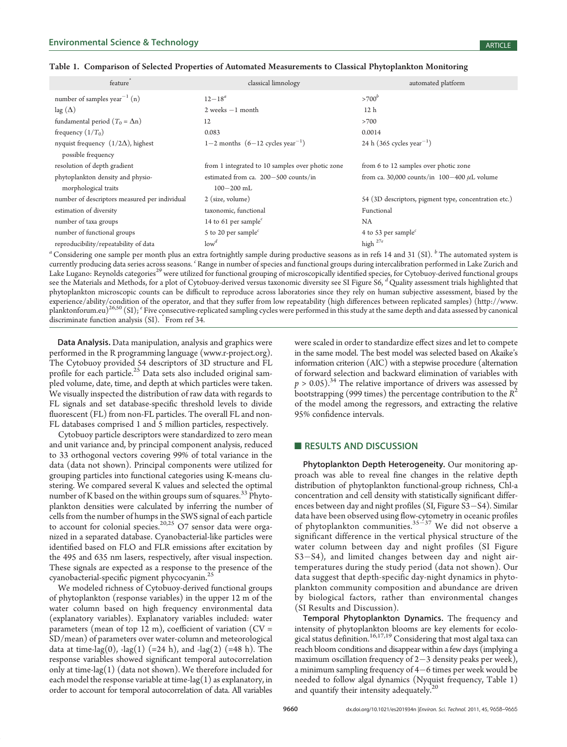**Table 1. Comparison of Selected Properties of Automated Measurements to Classical Phytoplankton Monitoring**

| feature* | classical limnology | automated platform |
|---|---|---|
| number of samples year$^{-1}$ (n) | 12−18[a] | >700[b] |
| lag (Δ) | 2 weeks −1 month | 12 h |
| fundamental period ($T_0 = \Delta n$) | 12 | >700 |
| frequency ($1/T_0$) | 0.083 | 0.0014 |
| nyquist frequency (1/2Δ), highest possible frequency | 1−2 months (6−12 cycles year$^{-1}$) | 24 h (365 cycles year$^{-1}$) |
| resolution of depth gradient | from 1 integrated to 10 samples over photic zone | from 6 to 12 samples over photic zone |
| phytoplankton density and physio-morphological traits | estimated from ca. 200−500 counts/in 100−200 mL | from ca. 30,000 counts/in 100−400 μL volume |
| number of descriptors measured per individual | 2 (size, volume) | 54 (3D descriptors, pigment type, concentration etc.) |
| estimation of diversity | taxonomic, functional | Functional |
| number of taxa groups | 14 to 61 per sample[c] | NA |
| number of functional groups | 5 to 20 per sample[c] | 4 to 53 per sample[c] |
| reproducibility/repeatability of data | low[d] | high [27e] |

[a] Considering one sample per month plus an extra fortnightly sample during productive seasons as in refs 14 and 31 (SI). [b] The automated system is currently producing data series across seasons. [c] Range in number of species and functional groups during intercalibration performed in Lake Zurich and Lake Lugano: Reynolds categories[29] were utilized for functional grouping of microscopically identified species, for Cytobuoy-derived functional groups see the Materials and Methods, for a plot of Cytobuoy-derived versus taxonomic diversity see SI Figure S6, [d] Quality assessment trials highlighted that phytoplankton microscopic counts can be difficult to reproduce across laboratories since they rely on human subjective assessment, biased by the experience/ability/condition of the operator, and that they suffer from low repeatability (high differences between replicated samples) (http://www.planktonforum.eu)[26,50] (SI); [e] Five consecutive-replicated sampling cycles were performed in this study at the same depth and data assessed by canonical discriminate function analysis (SI). * From ref 34.

**Data Analysis.** Data manipulation, analysis and graphics were performed in the R programming language (www.r-project.org). The Cytobuoy provided 54 descriptors of 3D structure and FL profile for each particle.[25] Data sets also included original sampled volume, date, time, and depth at which particles were taken. We visually inspected the distribution of raw data with regards to FL signals and set database-specific threshold levels to divide fluorescent (FL) from non-FL particles. The overall FL and non-FL databases comprised 1 and 5 million particles, respectively.

Cytobuoy particle descriptors were standardized to zero mean and unit variance and, by principal component analysis, reduced to 33 orthogonal vectors covering 99% of total variance in the data (data not shown). Principal components were utilized for grouping particles into functional categories using K-means clustering. We compared several K values and selected the optimal number of K based on the within groups sum of squares.[33] Phytoplankton densities were calculated by inferring the number of cells from the number of humps in the SWS signal of each particle to account for colonial species.[20,25] O7 sensor data were organized in a separated database. Cyanobacterial-like particles were identified based on FLO and FLR emissions after excitation by the 495 and 635 nm lasers, respectively, after visual inspection. These signals are expected as a response to the presence of the cyanobacterial-specific pigment phycocyanin.[25]

We modeled richness of Cytobuoy-derived functional groups of phytoplankton (response variables) in the upper 12 m of the water column based on high frequency environmental data (explanatory variables). Explanatory variables included: water parameters (mean of top 12 m), coefficient of variation (CV = SD/mean) of parameters over water-column and meteorological data at time-lag(0), -lag(1) (=24 h), and -lag(2) (=48 h). The response variables showed significant temporal autocorrelation only at time-lag(1) (data not shown). We therefore included for each model the response variable at time-lag(1) as explanatory, in order to account for temporal autocorrelation of data. All variables were scaled in order to standardize effect sizes and let to compete in the same model. The best model was selected based on Akaike's information criterion (AIC) with a stepwise procedure (alternation of forward selection and backward elimination of variables with $p > 0.05$).[34] The relative importance of drivers was assessed by bootstrapping (999 times) the percentage contribution to the $R^2$ of the model among the regressors, and extracting the relative 95% confidence intervals.

## RESULTS AND DISCUSSION

**Phytoplankton Depth Heterogeneity.** Our monitoring approach was able to reveal fine changes in the relative depth distribution of phytoplankton functional-group richness, Chl-a concentration and cell density with statistically significant differences between day and night profiles (SI, Figure S3−S4). Similar data have been observed using flow-cytometry in oceanic profiles of phytoplankton communities.[35−37] We did not observe a significant difference in the vertical physical structure of the water column between day and night profiles (SI Figure S3−S4), and limited changes between day and night air-temperatures during the study period (data not shown). Our data suggest that depth-specific day-night dynamics in phytoplankton community composition and abundance are driven by biological factors, rather than environmental changes (SI Results and Discussion).

**Temporal Phytoplankton Dynamics.** The frequency and intensity of phytoplankton blooms are key elements for ecological status definition.[16,17,19] Considering that most algal taxa can reach bloom conditions and disappear within a few days (implying a maximum oscillation frequency of 2−3 density peaks per week), a minimum sampling frequency of 4−6 times per week would be needed to follow algal dynamics (Nyquist frequency, Table 1) and quantify their intensity adequately.[20]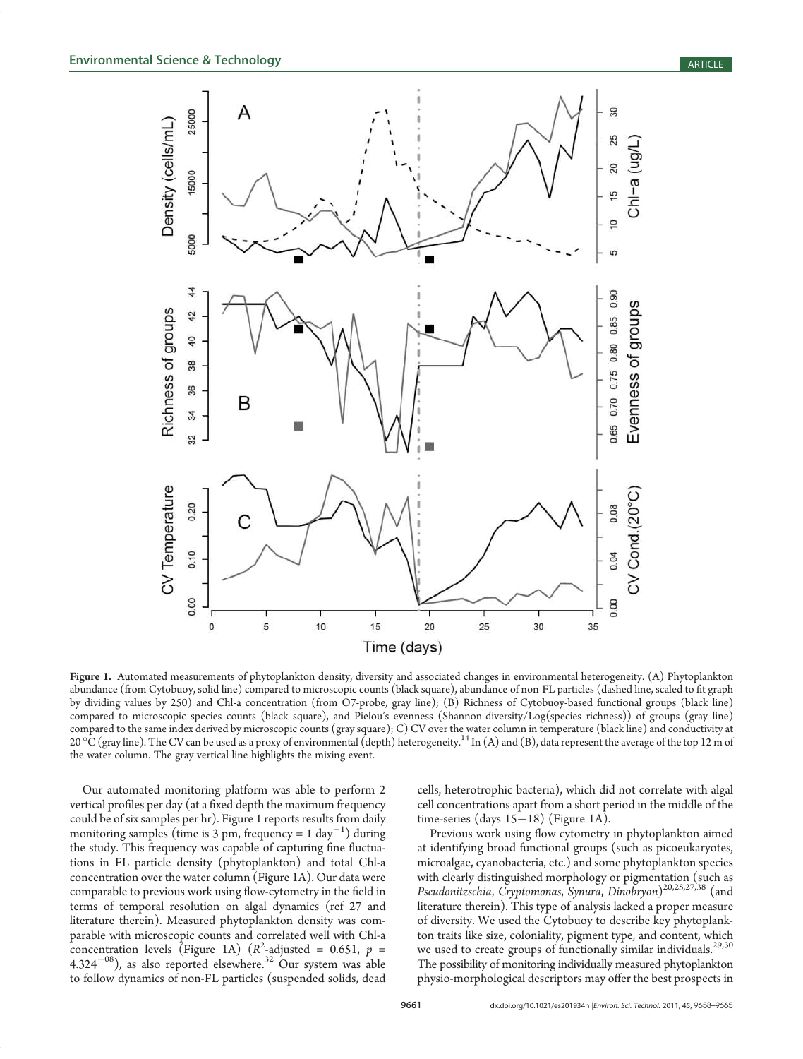**Figure 1.** Automated measurements of phytoplankton density, diversity and associated changes in environmental heterogeneity. (A) Phytoplankton abundance (from Cytobuoy, solid line) compared to microscopic counts (black square), abundance of non-FL particles (dashed line, scaled to fit graph by dividing values by 250) and Chl-a concentration (from O7-probe, gray line); (B) Richness of Cytobuoy-based functional groups (black line) compared to microscopic species counts (black square), and Pielou's evenness (Shannon-diversity/Log(species richness)) of groups (gray line) compared to the same index derived by microscopic counts (gray square); C) CV over the water column in temperature (black line) and conductivity at 20 °C (gray line). The CV can be used as a proxy of environmental (depth) heterogeneity.[14] In (A) and (B), data represent the average of the top 12 m of the water column. The gray vertical line highlights the mixing event.

Our automated monitoring platform was able to perform 2 vertical profiles per day (at a fixed depth the maximum frequency could be of six samples per hr). Figure 1 reports results from daily monitoring samples (time is 3 pm, frequency = 1 $day^{-1}$) during the study. This frequency was capable of capturing fine fluctuations in FL particle density (phytoplankton) and total Chl-a concentration over the water column (Figure 1A). Our data were comparable to previous work using flow-cytometry in the field in terms of temporal resolution on algal dynamics (ref 27 and literature therein). Measured phytoplankton density was comparable with microscopic counts and correlated well with Chl-a concentration levels (Figure 1A) ($R^2$-adjusted = 0.651, $p$ = $4.324^{-08}$), as also reported elsewhere.[32] Our system was able to follow dynamics of non-FL particles (suspended solids, dead cells, heterotrophic bacteria), which did not correlate with algal cell concentrations apart from a short period in the middle of the time-series (days 15−18) (Figure 1A).

Previous work using flow cytometry in phytoplankton aimed at identifying broad functional groups (such as picoeukaryotes, microalgae, cyanobacteria, etc.) and some phytoplankton species with clearly distinguished morphology or pigmentation (such as *Pseudonitzschia*, *Cryptomonas*, *Synura*, *Dinobryon*)[20,25,27,38] (and literature therein). This type of analysis lacked a proper measure of diversity. We used the Cytobuoy to describe key phytoplankton traits like size, coloniality, pigment type, and content, which we used to create groups of functionally similar individuals.[29,30] The possibility of monitoring individually measured phytoplankton physio-morphological descriptors may offer the best prospects in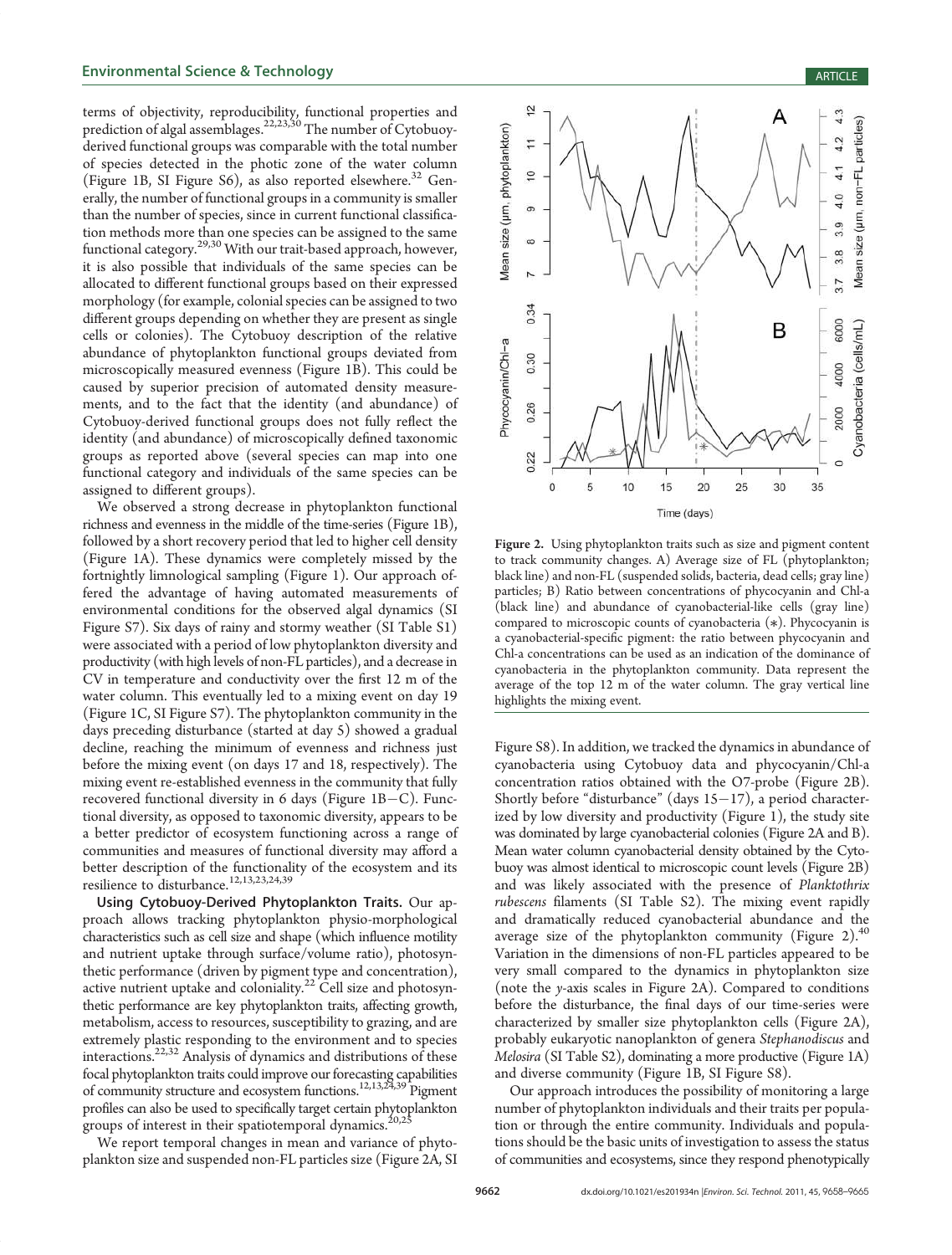terms of objectivity, reproducibility, functional properties and prediction of algal assemblages.[22,23,30] The number of Cytobuoy-derived functional groups was comparable with the total number of species detected in the photic zone of the water column (Figure 1B, SI Figure S6), as also reported elsewhere.[32] Generally, the number of functional groups in a community is smaller than the number of species, since in current functional classification methods more than one species can be assigned to the same functional category.[29,30] With our trait-based approach, however, it is also possible that individuals of the same species can be allocated to different functional groups based on their expressed morphology (for example, colonial species can be assigned to two different groups depending on whether they are present as single cells or colonies). The Cytobuoy description of the relative abundance of phytoplankton functional groups deviated from microscopically measured evenness (Figure 1B). This could be caused by superior precision of automated density measurements, and to the fact that the identity (and abundance) of Cytobuoy-derived functional groups does not fully reflect the identity (and abundance) of microscopically defined taxonomic groups as reported above (several species can map into one functional category and individuals of the same species can be assigned to different groups).

We observed a strong decrease in phytoplankton functional richness and evenness in the middle of the time-series (Figure 1B), followed by a short recovery period that led to higher cell density (Figure 1A). These dynamics were completely missed by the fortnightly limnological sampling (Figure 1). Our approach offered the advantage of having automated measurements of environmental conditions for the observed algal dynamics (SI Figure S7). Six days of rainy and stormy weather (SI Table S1) were associated with a period of low phytoplankton diversity and productivity (with high levels of non-FL particles), and a decrease in CV in temperature and conductivity over the first 12 m of the water column. This eventually led to a mixing event on day 19 (Figure 1C, SI Figure S7). The phytoplankton community in the days preceding disturbance (started at day 5) showed a gradual decline, reaching the minimum of evenness and richness just before the mixing event (on days 17 and 18, respectively). The mixing event re-established evenness in the community that fully recovered functional diversity in 6 days (Figure 1B−C). Functional diversity, as opposed to taxonomic diversity, appears to be a better predictor of ecosystem functioning across a range of communities and measures of functional diversity may afford a better description of the functionality of the ecosystem and its resilience to disturbance.[12,13,23,24,39]

**Using Cytobuoy-Derived Phytoplankton Traits.** Our approach allows tracking phytoplankton physio-morphological characteristics such as cell size and shape (which influence motility and nutrient uptake through surface/volume ratio), photosynthetic performance (driven by pigment type and concentration), active nutrient uptake and coloniality.[22] Cell size and photosynthetic performance are key phytoplankton traits, affecting growth, metabolism, access to resources, susceptibility to grazing, and are extremely plastic responding to the environment and to species interactions.[22,32] Analysis of dynamics and distributions of these focal phytoplankton traits could improve our forecasting capabilities of community structure and ecosystem functions.[12,13,24,39] Pigment profiles can also be used to specifically target certain phytoplankton groups of interest in their spatiotemporal dynamics.[20,25]

We report temporal changes in mean and variance of phytoplankton size and suspended non-FL particles size (Figure 2A, SI Figure S8). In addition, we tracked the dynamics in abundance of cyanobacteria using Cytobuoy data and phycocyanin/Chl-a concentration ratios obtained with the O7-probe (Figure 2B). Shortly before "disturbance" (days 15−17), a period characterized by low diversity and productivity (Figure 1), the study site was dominated by large cyanobacterial colonies (Figure 2A and B). Mean water column cyanobacterial density obtained by the Cytobuoy was almost identical to microscopic count levels (Figure 2B) and was likely associated with the presence of *Planktothrix rubescens* filaments (SI Table S2). The mixing event rapidly and dramatically reduced cyanobacterial abundance and the average size of the phytoplankton community (Figure 2).[40] Variation in the dimensions of non-FL particles appeared to be very small compared to the dynamics in phytoplankton size (note the *y*-axis scales in Figure 2A). Compared to conditions before the disturbance, the final days of our time-series were characterized by smaller size phytoplankton cells (Figure 2A), probably eukaryotic nanoplankton of genera *Stephanodiscus* and *Melosira* (SI Table S2), dominating a more productive (Figure 1A) and diverse community (Figure 1B, SI Figure S8).

Our approach introduces the possibility of monitoring a large number of phytoplankton individuals and their traits per population or through the entire community. Individuals and populations should be the basic units of investigation to assess the status of communities and ecosystems, since they respond phenotypically

**Figure 2.** Using phytoplankton traits such as size and pigment content to track community changes. A) Average size of FL (phytoplankton; black line) and non-FL (suspended solids, bacteria, dead cells; gray line) particles; B) Ratio between concentrations of phycocyanin and Chl-a (black line) and abundance of cyanobacterial-like cells (gray line) compared to microscopic counts of cyanobacteria (*). Phycocyanin is a cyanobacterial-specific pigment: the ratio between phycocyanin and Chl-a concentrations can be used as an indication of the dominance of cyanobacteria in the phytoplankton community. Data represent the average of the top 12 m of the water column. The gray vertical line highlights the mixing event.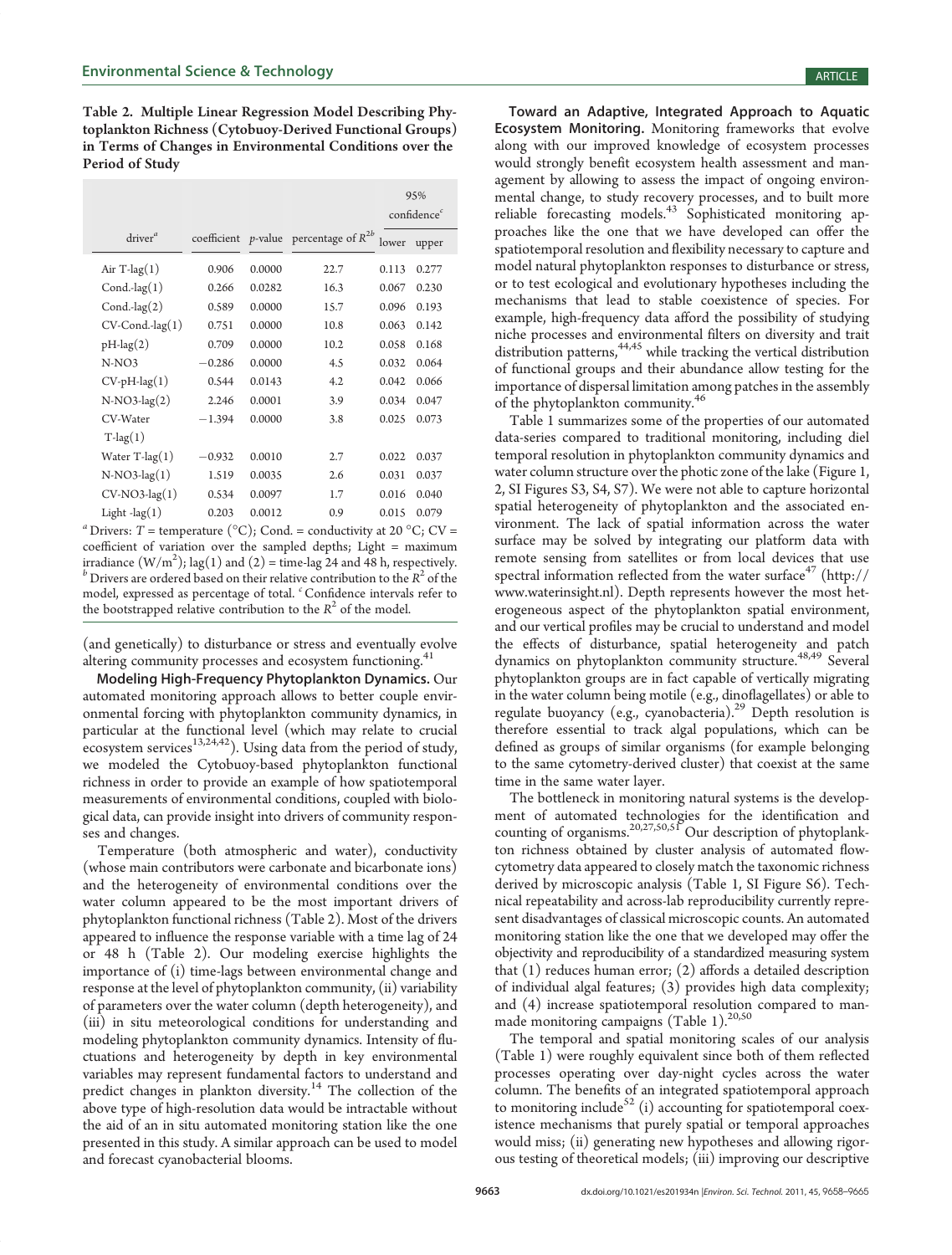Table 2. Multiple Linear Regression Model Describing Phytoplankton Richness (Cytobuoy-Derived Functional Groups) in Terms of Changes in Environmental Conditions over the Period of Study

| driver[a] | coefficient | $p$-value | percentage of $R^{2b}$ | 95% confidence[c] | |
|---|---|---|---|---|---|
| | | | | lower | upper |
| Air T-lag(1) | 0.906 | 0.0000 | 22.7 | 0.113 | 0.277 |
| Cond.-lag(1) | 0.266 | 0.0282 | 16.3 | 0.067 | 0.230 |
| Cond.-lag(2) | 0.589 | 0.0000 | 15.7 | 0.096 | 0.193 |
| CV-Cond.-lag(1) | 0.751 | 0.0000 | 10.8 | 0.063 | 0.142 |
| pH-lag(2) | 0.709 | 0.0000 | 10.2 | 0.058 | 0.168 |
| N-NO3 | −0.286 | 0.0000 | 4.5 | 0.032 | 0.064 |
| CV-pH-lag(1) | 0.544 | 0.0143 | 4.2 | 0.042 | 0.066 |
| N-NO3-lag(2) | 2.246 | 0.0001 | 3.9 | 0.034 | 0.047 |
| CV-Water T-lag(1) | −1.394 | 0.0000 | 3.8 | 0.025 | 0.073 |
| Water T-lag(1) | −0.932 | 0.0010 | 2.7 | 0.022 | 0.037 |
| N-NO3-lag(1) | 1.519 | 0.0035 | 2.6 | 0.031 | 0.037 |
| CV-NO3-lag(1) | 0.534 | 0.0097 | 1.7 | 0.016 | 0.040 |
| Light -lag(1) | 0.203 | 0.0012 | 0.9 | 0.015 | 0.079 |

[a] Drivers: $T$ = temperature (°C); Cond. = conductivity at 20 °C; CV = coefficient of variation over the sampled depths; Light = maximum irradiance (W/m$^2$); lag(1) and (2) = time-lag 24 and 48 h, respectively. [b] Drivers are ordered based on their relative contribution to the $R^2$ of the model, expressed as percentage of total. [c] Confidence intervals refer to the bootstrapped relative contribution to the $R^2$ of the model.

(and genetically) to disturbance or stress and eventually evolve altering community processes and ecosystem functioning.[41]

**Modeling High-Frequency Phytoplankton Dynamics.** Our automated monitoring approach allows to better couple environmental forcing with phytoplankton community dynamics, in particular at the functional level (which may relate to crucial ecosystem services[13,24,42]). Using data from the period of study, we modeled the Cytobuoy-based phytoplankton functional richness in order to provide an example of how spatiotemporal measurements of environmental conditions, coupled with biological data, can provide insight into drivers of community responses and changes.

Temperature (both atmospheric and water), conductivity (whose main contributors were carbonate and bicarbonate ions) and the heterogeneity of environmental conditions over the water column appeared to be the most important drivers of phytoplankton functional richness (Table 2). Most of the drivers appeared to influence the response variable with a time lag of 24 or 48 h (Table 2). Our modeling exercise highlights the importance of (i) time-lags between environmental change and response at the level of phytoplankton community, (ii) variability of parameters over the water column (depth heterogeneity), and (iii) in situ meteorological conditions for understanding and modeling phytoplankton community dynamics. Intensity of fluctuations and heterogeneity by depth in key environmental variables may represent fundamental factors to understand and predict changes in plankton diversity.[14] The collection of the above type of high-resolution data would be intractable without the aid of an in situ automated monitoring station like the one presented in this study. A similar approach can be used to model and forecast cyanobacterial blooms.

**Toward an Adaptive, Integrated Approach to Aquatic Ecosystem Monitoring.** Monitoring frameworks that evolve along with our improved knowledge of ecosystem processes would strongly benefit ecosystem health assessment and management by allowing to assess the impact of ongoing environmental change, to study recovery processes, and to built more reliable forecasting models.[43] Sophisticated monitoring approaches like the one that we have developed can offer the spatiotemporal resolution and flexibility necessary to capture and model natural phytoplankton responses to disturbance or stress, or to test ecological and evolutionary hypotheses including the mechanisms that lead to stable coexistence of species. For example, high-frequency data afford the possibility of studying niche processes and environmental filters on diversity and trait distribution patterns,[44,45] while tracking the vertical distribution of functional groups and their abundance allow testing for the importance of dispersal limitation among patches in the assembly of the phytoplankton community.[46]

Table 1 summarizes some of the properties of our automated data-series compared to traditional monitoring, including diel temporal resolution in phytoplankton community dynamics and water column structure over the photic zone of the lake (Figure 1, 2, SI Figures S3, S4, S7). We were not able to capture horizontal spatial heterogeneity of phytoplankton and the associated environment. The lack of spatial information across the water surface may be solved by integrating our platform data with remote sensing from satellites or from local devices that use spectral information reflected from the water surface[47] (http://www.waterinsight.nl). Depth represents however the most heterogeneous aspect of the phytoplankton spatial environment, and our vertical profiles may be crucial to understand and model the effects of disturbance, spatial heterogeneity and patch dynamics on phytoplankton community structure.[48,49] Several phytoplankton groups are in fact capable of vertically migrating in the water column being motile (e.g., dinoflagellates) or able to regulate buoyancy (e.g., cyanobacteria).[29] Depth resolution is therefore essential to track algal populations, which can be defined as groups of similar organisms (for example belonging to the same cytometry-derived cluster) that coexist at the same time in the same water layer.

The bottleneck in monitoring natural systems is the development of automated technologies for the identification and counting of organisms.[20,27,50,51] Our description of phytoplankton richness obtained by cluster analysis of automated flow-cytometry data appeared to closely match the taxonomic richness derived by microscopic analysis (Table 1, SI Figure S6). Technical repeatability and across-lab reproducibility currently represent disadvantages of classical microscopic counts. An automated monitoring station like the one that we developed may offer the objectivity and reproducibility of a standardized measuring system that (1) reduces human error; (2) affords a detailed description of individual algal features; (3) provides high data complexity; and (4) increase spatiotemporal resolution compared to manmade monitoring campaigns (Table 1).[20,50]

The temporal and spatial monitoring scales of our analysis (Table 1) were roughly equivalent since both of them reflected processes operating over day-night cycles across the water column. The benefits of an integrated spatiotemporal approach to monitoring include[52] (i) accounting for spatiotemporal coexistence mechanisms that purely spatial or temporal approaches would miss; (ii) generating new hypotheses and allowing rigorous testing of theoretical models; (iii) improving our descriptive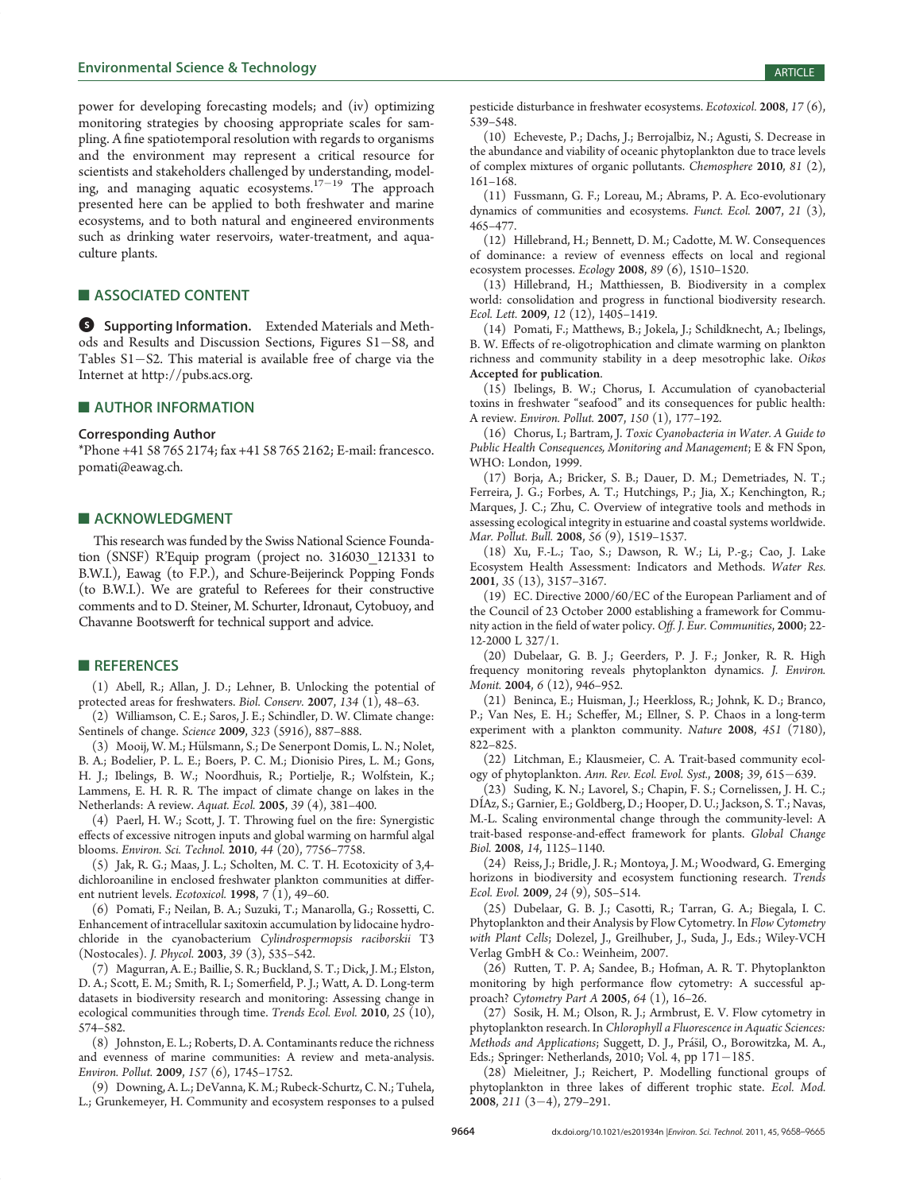power for developing forecasting models; and (iv) optimizing monitoring strategies by choosing appropriate scales for sampling. A fine spatiotemporal resolution with regards to organisms and the environment may represent a critical resource for scientists and stakeholders challenged by understanding, modeling, and managing aquatic ecosystems.[17−19] The approach presented here can be applied to both freshwater and marine ecosystems, and to both natural and engineered environments such as drinking water reservoirs, water-treatment, and aquaculture plants.

## ■ ASSOCIATED CONTENT

**Supporting Information.** Extended Materials and Methods and Results and Discussion Sections, Figures S1−S8, and Tables S1−S2. This material is available free of charge via the Internet at http://pubs.acs.org.

## ■ AUTHOR INFORMATION

### Corresponding Author

*Phone +41 58 765 2174; fax +41 58 765 2162; E-mail: francesco.pomati@eawag.ch.

## ■ ACKNOWLEDGMENT

This research was funded by the Swiss National Science Foundation (SNSF) R'Equip program (project no. 316030_121331 to B.W.I.), Eawag (to F.P.), and Schure-Beijerinck Popping Fonds (to B.W.I.). We are grateful to Referees for their constructive comments and to D. Steiner, M. Schurter, Idronaut, Cytobuoy, and Chavanne Bootswerft for technical support and advice.

## ■ REFERENCES

(1) Abell, R.; Allan, J. D.; Lehner, B. Unlocking the potential of protected areas for freshwaters. *Biol. Conserv.* **2007**, *134* (1), 48–63.

(2) Williamson, C. E.; Saros, J. E.; Schindler, D. W. Climate change: Sentinels of change. *Science* **2009**, *323* (5916), 887–888.

(3) Mooij, W. M.; Hülsmann, S.; De Senerpont Domis, L. N.; Nolet, B. A.; Bodelier, P. L. E.; Boers, P. C. M.; Dionisio Pires, L. M.; Gons, H. J.; Ibelings, B. W.; Noordhuis, R.; Portielje, R.; Wolfstein, K.; Lammens, E. H. R. R. The impact of climate change on lakes in the Netherlands: A review. *Aquat. Ecol.* **2005**, *39* (4), 381–400.

(4) Paerl, H. W.; Scott, J. T. Throwing fuel on the fire: Synergistic effects of excessive nitrogen inputs and global warming on harmful algal blooms. *Environ. Sci. Technol.* **2010**, *44* (20), 7756–7758.

(5) Jak, R. G.; Maas, J. L.; Scholten, M. C. T. H. Ecotoxicity of 3,4-dichloroaniline in enclosed freshwater plankton communities at different nutrient levels. *Ecotoxicol.* **1998**, *7* (1), 49–60.

(6) Pomati, F.; Neilan, B. A.; Suzuki, T.; Manarolla, G.; Rossetti, C. Enhancement of intracellular saxitoxin accumulation by lidocaine hydrochloride in the cyanobacterium *Cylindrospermopsis raciborskii* T3 (Nostocales). *J. Phycol.* **2003**, *39* (3), 535–542.

(7) Magurran, A. E.; Baillie, S. R.; Buckland, S. T.; Dick, J. M.; Elston, D. A.; Scott, E. M.; Smith, R. I.; Somerfield, P. J.; Watt, A. D. Long-term datasets in biodiversity research and monitoring: Assessing change in ecological communities through time. *Trends Ecol. Evol.* **2010**, *25* (10), 574–582.

(8) Johnston, E. L.; Roberts, D. A. Contaminants reduce the richness and evenness of marine communities: A review and meta-analysis. *Environ. Pollut.* **2009**, *157* (6), 1745–1752.

(9) Downing, A. L.; DeVanna, K. M.; Rubeck-Schurtz, C. N.; Tuhela, L.; Grunkemeyer, H. Community and ecosystem responses to a pulsed pesticide disturbance in freshwater ecosystems. *Ecotoxicol.* **2008**, *17* (6), 539–548.

(10) Echeveste, P.; Dachs, J.; Berrojalbiz, N.; Agusti, S. Decrease in the abundance and viability of oceanic phytoplankton due to trace levels of complex mixtures of organic pollutants. *Chemosphere* **2010**, *81* (2), 161–168.

(11) Fussmann, G. F.; Loreau, M.; Abrams, P. A. Eco-evolutionary dynamics of communities and ecosystems. *Funct. Ecol.* **2007**, *21* (3), 465–477.

(12) Hillebrand, H.; Bennett, D. M.; Cadotte, M. W. Consequences of dominance: a review of evenness effects on local and regional ecosystem processes. *Ecology* **2008**, *89* (6), 1510–1520.

(13) Hillebrand, H.; Matthiessen, B. Biodiversity in a complex world: consolidation and progress in functional biodiversity research. *Ecol. Lett.* **2009**, *12* (12), 1405–1419.

(14) Pomati, F.; Matthews, B.; Jokela, J.; Schildknecht, A.; Ibelings, B. W. Effects of re-oligotrophication and climate warming on plankton richness and community stability in a deep mesotrophic lake. *Oikos* **Accepted for publication**.

(15) Ibelings, B. W.; Chorus, I. Accumulation of cyanobacterial toxins in freshwater "seafood" and its consequences for public health: A review. *Environ. Pollut.* **2007**, *150* (1), 177–192.

(16) Chorus, I.; Bartram, J. *Toxic Cyanobacteria in Water. A Guide to Public Health Consequences, Monitoring and Management*; E & FN Spon, WHO: London, 1999.

(17) Borja, A.; Bricker, S. B.; Dauer, D. M.; Demetriades, N. T.; Ferreira, J. G.; Forbes, A. T.; Hutchings, P.; Jia, X.; Kenchington, R.; Marques, J. C.; Zhu, C. Overview of integrative tools and methods in assessing ecological integrity in estuarine and coastal systems worldwide. *Mar. Pollut. Bull.* **2008**, *56* (9), 1519–1537.

(18) Xu, F.-L.; Tao, S.; Dawson, R. W.; Li, P.-g.; Cao, J. Lake Ecosystem Health Assessment: Indicators and Methods. *Water Res.* **2001**, *35* (13), 3157–3167.

(19) EC. Directive 2000/60/EC of the European Parliament and of the Council of 23 October 2000 establishing a framework for Community action in the field of water policy. *Off. J. Eur. Communities*, **2000**; 22-12-2000 L 327/1.

(20) Dubelaar, G. B. J.; Geerders, P. J. F.; Jonker, R. R. High frequency monitoring reveals phytoplankton dynamics. *J. Environ. Monit.* **2004**, *6* (12), 946–952.

(21) Beninca, E.; Huisman, J.; Heerkloss, R.; Johnk, K. D.; Branco, P.; Van Nes, E. H.; Scheffer, M.; Ellner, S. P. Chaos in a long-term experiment with a plankton community. *Nature* **2008**, *451* (7180), 822–825.

(22) Litchman, E.; Klausmeier, C. A. Trait-based community ecology of phytoplankton. *Ann. Rev. Ecol. Evol. Syst.*, **2008**; *39*, 615−639.

(23) Suding, K. N.; Lavorel, S.; Chapin, F. S.; Cornelissen, J. H. C.; DÍAz, S.; Garnier, E.; Goldberg, D.; Hooper, D. U.; Jackson, S. T.; Navas, M.-L. Scaling environmental change through the community-level: A trait-based response-and-effect framework for plants. *Global Change Biol.* **2008**, *14*, 1125–1140.

(24) Reiss, J.; Bridle, J. R.; Montoya, J. M.; Woodward, G. Emerging horizons in biodiversity and ecosystem functioning research. *Trends Ecol. Evol.* **2009**, *24* (9), 505–514.

(25) Dubelaar, G. B. J.; Casotti, R.; Tarran, G. A.; Biegala, I. C. Phytoplankton and their Analysis by Flow Cytometry. In *Flow Cytometry with Plant Cells*; Dolezel, J., Greilhuber, J., Suda, J., Eds.; Wiley-VCH Verlag GmbH & Co.: Weinheim, 2007.

(26) Rutten, T. P. A; Sandee, B.; Hofman, A. R. T. Phytoplankton monitoring by high performance flow cytometry: A successful approach? *Cytometry Part A* **2005**, *64* (1), 16–26.

(27) Sosik, H. M.; Olson, R. J.; Armbrust, E. V. Flow cytometry in phytoplankton research. In *Chlorophyll a Fluorescence in Aquatic Sciences: Methods and Applications*; Suggett, D. J., Prášil, O., Borowitzka, M. A., Eds.; Springer: Netherlands, 2010; Vol. 4, pp 171−185.

(28) Mieleitner, J.; Reichert, P. Modelling functional groups of phytoplankton in three lakes of different trophic state. *Ecol. Mod.* **2008**, *211* (3−4), 279–291.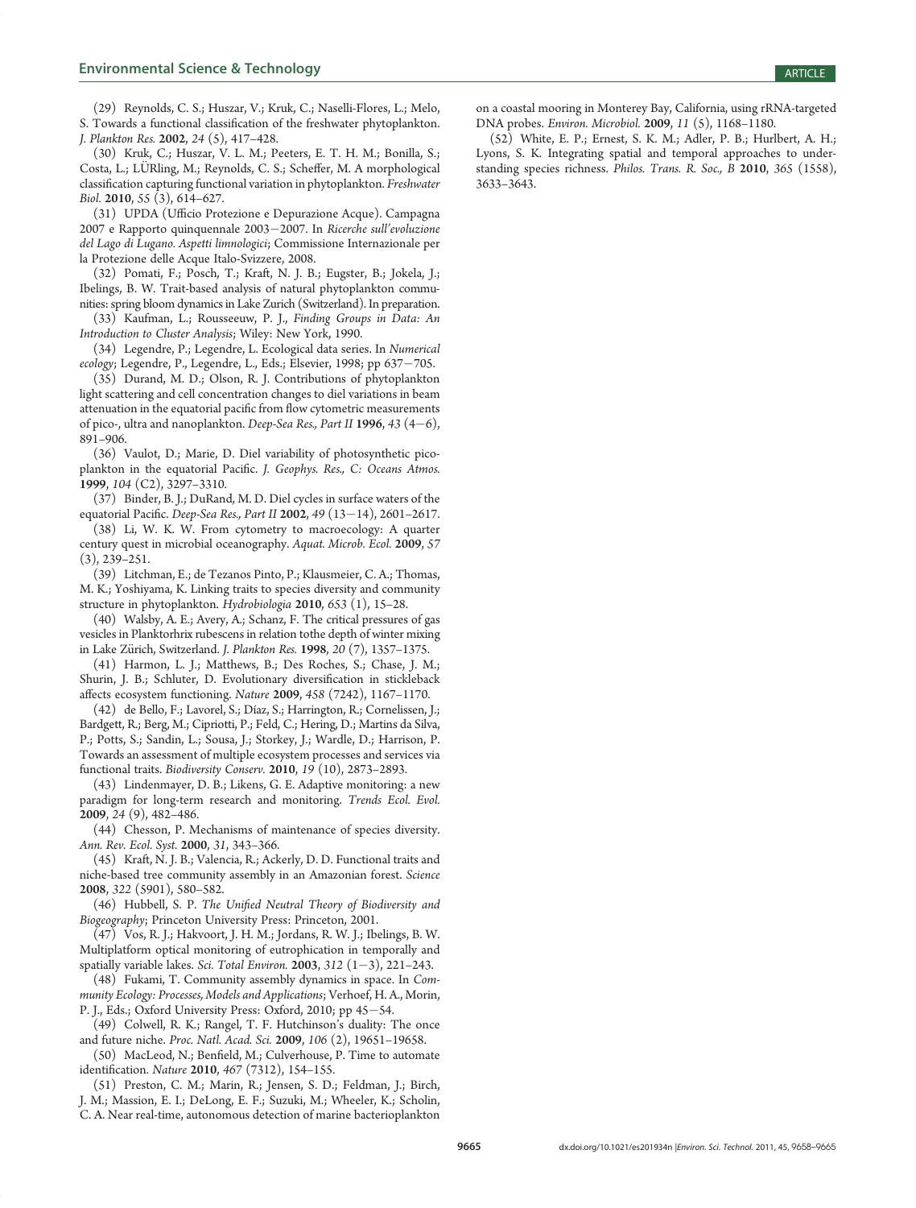(29) Reynolds, C. S.; Huszar, V.; Kruk, C.; Naselli-Flores, L.; Melo, S. Towards a functional classification of the freshwater phytoplankton. *J. Plankton Res.* **2002**, *24* (5), 417–428.

(30) Kruk, C.; Huszar, V. L. M.; Peeters, E. T. H. M.; Bonilla, S.; Costa, L.; LÜRling, M.; Reynolds, C. S.; Scheffer, M. A morphological classification capturing functional variation in phytoplankton. *Freshwater Biol.* **2010**, *55* (3), 614–627.

(31) UPDA (Ufficio Protezione e Depurazione Acque). Campagna 2007 e Rapporto quinquennale 2003−2007. In *Ricerche sull'evoluzione del Lago di Lugano. Aspetti limnologici*; Commissione Internazionale per la Protezione delle Acque Italo-Svizzere, 2008.

(32) Pomati, F.; Posch, T.; Kraft, N. J. B.; Eugster, B.; Jokela, J.; Ibelings, B. W. Trait-based analysis of natural phytoplankton communities: spring bloom dynamics in Lake Zurich (Switzerland). In preparation.

(33) Kaufman, L.; Rousseeuw, P. J., *Finding Groups in Data: An Introduction to Cluster Analysis*; Wiley: New York, 1990.

(34) Legendre, P.; Legendre, L. Ecological data series. In *Numerical ecology*; Legendre, P., Legendre, L., Eds.; Elsevier, 1998; pp 637−705.

(35) Durand, M. D.; Olson, R. J. Contributions of phytoplankton light scattering and cell concentration changes to diel variations in beam attenuation in the equatorial pacific from flow cytometric measurements of pico-, ultra and nanoplankton. *Deep-Sea Res., Part II* **1996**, *43* (4−6), 891–906.

(36) Vaulot, D.; Marie, D. Diel variability of photosynthetic picoplankton in the equatorial Pacific. *J. Geophys. Res., C: Oceans Atmos.* **1999**, *104* (C2), 3297–3310.

(37) Binder, B. J.; DuRand, M. D. Diel cycles in surface waters of the equatorial Pacific. *Deep-Sea Res., Part II* **2002**, *49* (13−14), 2601–2617.

(38) Li, W. K. W. From cytometry to macroecology: A quarter century quest in microbial oceanography. *Aquat. Microb. Ecol.* **2009**, *57* (3), 239–251.

(39) Litchman, E.; de Tezanos Pinto, P.; Klausmeier, C. A.; Thomas, M. K.; Yoshiyama, K. Linking traits to species diversity and community structure in phytoplankton. *Hydrobiologia* **2010**, *653* (1), 15–28.

(40) Walsby, A. E.; Avery, A.; Schanz, F. The critical pressures of gas vesicles in Planktorhrix rubescens in relation tothe depth of winter mixing in Lake Zürich, Switzerland. *J. Plankton Res.* **1998**, *20* (7), 1357–1375.

(41) Harmon, L. J.; Matthews, B.; Des Roches, S.; Chase, J. M.; Shurin, J. B.; Schluter, D. Evolutionary diversification in stickleback affects ecosystem functioning. *Nature* **2009**, *458* (7242), 1167–1170.

(42) de Bello, F.; Lavorel, S.; Díaz, S.; Harrington, R.; Cornelissen, J.; Bardgett, R.; Berg, M.; Cipriotti, P.; Feld, C.; Hering, D.; Martins da Silva, P.; Potts, S.; Sandin, L.; Sousa, J.; Storkey, J.; Wardle, D.; Harrison, P. Towards an assessment of multiple ecosystem processes and services via functional traits. *Biodiversity Conserv.* **2010**, *19* (10), 2873–2893.

(43) Lindenmayer, D. B.; Likens, G. E. Adaptive monitoring: a new paradigm for long-term research and monitoring. *Trends Ecol. Evol.* **2009**, *24* (9), 482–486.

(44) Chesson, P. Mechanisms of maintenance of species diversity. *Ann. Rev. Ecol. Syst.* **2000**, *31*, 343–366.

(45) Kraft, N. J. B.; Valencia, R.; Ackerly, D. D. Functional traits and niche-based tree community assembly in an Amazonian forest. *Science* **2008**, *322* (5901), 580–582.

(46) Hubbell, S. P. *The Unified Neutral Theory of Biodiversity and Biogeography*; Princeton University Press: Princeton, 2001.

(47) Vos, R. J.; Hakvoort, J. H. M.; Jordans, R. W. J.; Ibelings, B. W. Multiplatform optical monitoring of eutrophication in temporally and spatially variable lakes. *Sci. Total Environ.* **2003**, *312* (1−3), 221–243.

(48) Fukami, T. Community assembly dynamics in space. In *Community Ecology: Processes, Models and Applications*; Verhoef, H. A., Morin, P. J., Eds.; Oxford University Press: Oxford, 2010; pp 45−54.

(49) Colwell, R. K.; Rangel, T. F. Hutchinson's duality: The once and future niche. *Proc. Natl. Acad. Sci.* **2009**, *106* (2), 19651–19658.

(50) MacLeod, N.; Benfield, M.; Culverhouse, P. Time to automate identification. *Nature* **2010**, *467* (7312), 154–155.

(51) Preston, C. M.; Marin, R.; Jensen, S. D.; Feldman, J.; Birch, J. M.; Massion, E. I.; DeLong, E. F.; Suzuki, M.; Wheeler, K.; Scholin, C. A. Near real-time, autonomous detection of marine bacterioplankton on a coastal mooring in Monterey Bay, California, using rRNA-targeted DNA probes. *Environ. Microbiol.* **2009**, *11* (5), 1168–1180.

(52) White, E. P.; Ernest, S. K. M.; Adler, P. B.; Hurlbert, A. H.; Lyons, S. K. Integrating spatial and temporal approaches to understanding species richness. *Philos. Trans. R. Soc., B* **2010**, *365* (1558), 3633–3643.